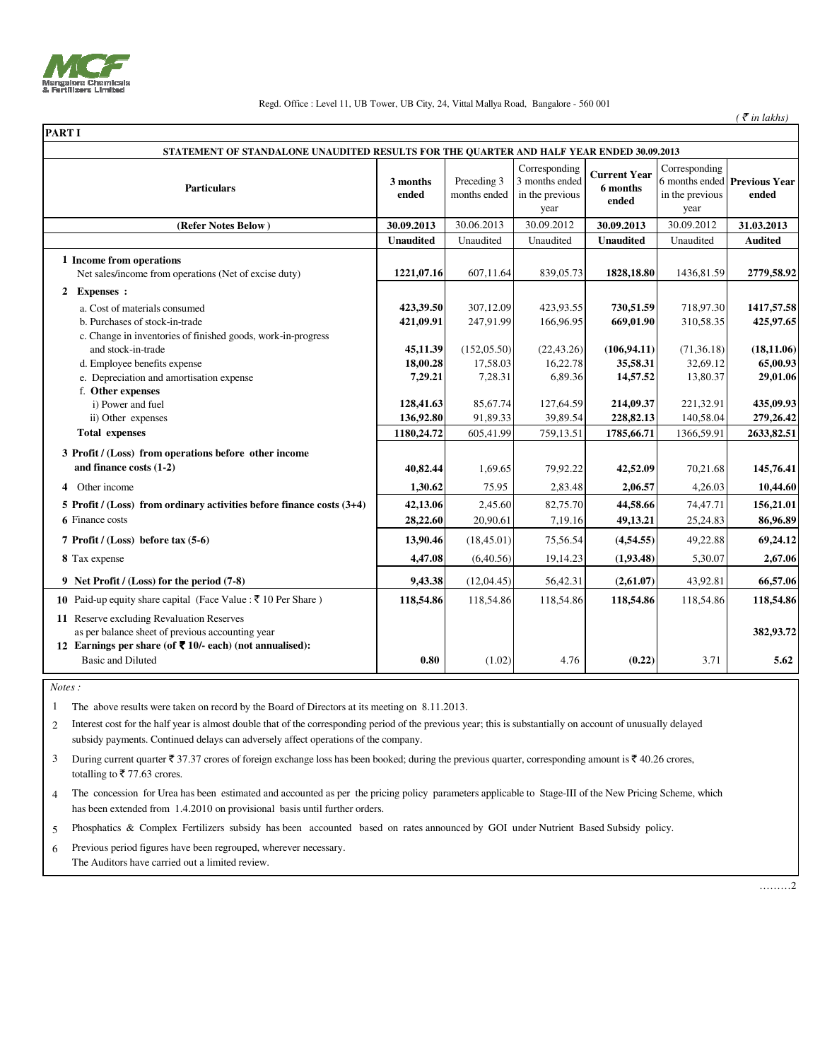Mangalore Chemicals & Fertilizers Limited

Regd. Office : Level 11, UB Tower, UB City, 24, Vittal Mallya Road, Bangalore - 560 001

*( ₹ in lakhs)*

**PART I**

**STATEMENT OF STANDALONE UNAUDITED RESULTS FOR THE QUARTER AND HALF YEAR ENDED 30.09.2013**

| Particulars | 3 months ended | Preceding 3 months ended | Corresponding 3 months ended in the previous year | Current Year 6 months ended | Corresponding 6 months ended in the previous year | Previous Year ended |
|---|---|---|---|---|---|---|
| (Refer Notes Below ) | 30.09.2013 | 30.06.2013 | 30.09.2012 | 30.09.2013 | 30.09.2012 | 31.03.2013 |
| | Unaudited | Unaudited | Unaudited | Unaudited | Unaudited | Audited |
| **1 Income from operations** | | | | | | |
| Net sales/income from operations (Net of excise duty) | 1221,07.16 | 607,11.64 | 839,05.73 | 1828,18.80 | 1436,81.59 | 2779,58.92 |
| **2 Expenses :** | | | | | | |
| a. Cost of materials consumed | 423,39.50 | 307,12.09 | 423,93.55 | 730,51.59 | 718,97.30 | 1417,57.58 |
| b. Purchases of stock-in-trade | 421,09.91 | 247,91.99 | 166,96.95 | 669,01.90 | 310,58.35 | 425,97.65 |
| c. Change in inventories of finished goods, work-in-progress and stock-in-trade | 45,11.39 | (152,05.50) | (22,43.26) | (106,94.11) | (71,36.18) | (18,11.06) |
| d. Employee benefits expense | 18,00.28 | 17,58.03 | 16,22.78 | 35,58.31 | 32,69.12 | 65,00.93 |
| e. Depreciation and amortisation expense | 7,29.21 | 7,28.31 | 6,89.36 | 14,57.52 | 13,80.37 | 29,01.06 |
| f. **Other expenses** | | | | | | |
| i) Power and fuel | 128,41.63 | 85,67.74 | 127,64.59 | 214,09.37 | 221,32.91 | 435,09.93 |
| ii) Other expenses | 136,92.80 | 91,89.33 | 39,89.54 | 228,82.13 | 140,58.04 | 279,26.42 |
| **Total expenses** | 1180,24.72 | 605,41.99 | 759,13.51 | 1785,66.71 | 1366,59.91 | 2633,82.51 |
| **3 Profit / (Loss) from operations before other income and finance costs (1-2)** | 40,82.44 | 1,69.65 | 79,92.22 | 42,52.09 | 70,21.68 | 145,76.41 |
| 4 Other income | 1,30.62 | 75.95 | 2,83.48 | 2,06.57 | 4,26.03 | 10,44.60 |
| **5 Profit / (Loss) from ordinary activities before finance costs (3+4)** | 42,13.06 | 2,45.60 | 82,75.70 | 44,58.66 | 74,47.71 | 156,21.01 |
| 6 Finance costs | 28,22.60 | 20,90.61 | 7,19.16 | 49,13.21 | 25,24.83 | 86,96.89 |
| **7 Profit / (Loss) before tax (5-6)** | 13,90.46 | (18,45.01) | 75,56.54 | (4,54.55) | 49,22.88 | 69,24.12 |
| 8 Tax expense | 4,47.08 | (6,40.56) | 19,14.23 | (1,93.48) | 5,30.07 | 2,67.06 |
| **9 Net Profit / (Loss) for the period (7-8)** | 9,43.38 | (12,04.45) | 56,42.31 | (2,61.07) | 43,92.81 | 66,57.06 |
| 10 Paid-up equity share capital (Face Value : ₹ 10 Per Share ) | 118,54.86 | 118,54.86 | 118,54.86 | 118,54.86 | 118,54.86 | 118,54.86 |
| 11 Reserve excluding Revaluation Reserves as per balance sheet of previous accounting year | | | | | | 382,93.72 |
| **12 Earnings per share (of ₹ 10/- each) (not annualised):** | | | | | | |
| Basic and Diluted | 0.80 | (1.02) | 4.76 | (0.22) | 3.71 | 5.62 |

*Notes :*

1. The above results were taken on record by the Board of Directors at its meeting on 8.11.2013.
2. Interest cost for the half year is almost double that of the corresponding period of the previous year; this is substantially on account of unusually delayed subsidy payments. Continued delays can adversely affect operations of the company.
3. During current quarter ₹ 37.37 crores of foreign exchange loss has been booked; during the previous quarter, corresponding amount is ₹ 40.26 crores, totalling to ₹ 77.63 crores.
4. The concession for Urea has been estimated and accounted as per the pricing policy parameters applicable to Stage-III of the New Pricing Scheme, which has been extended from 1.4.2010 on provisional basis until further orders.
5. Phosphatics & Complex Fertilizers subsidy has been accounted based on rates announced by GOI under Nutrient Based Subsidy policy.
6. Previous period figures have been regrouped, wherever necessary.
   The Auditors have carried out a limited review.

………2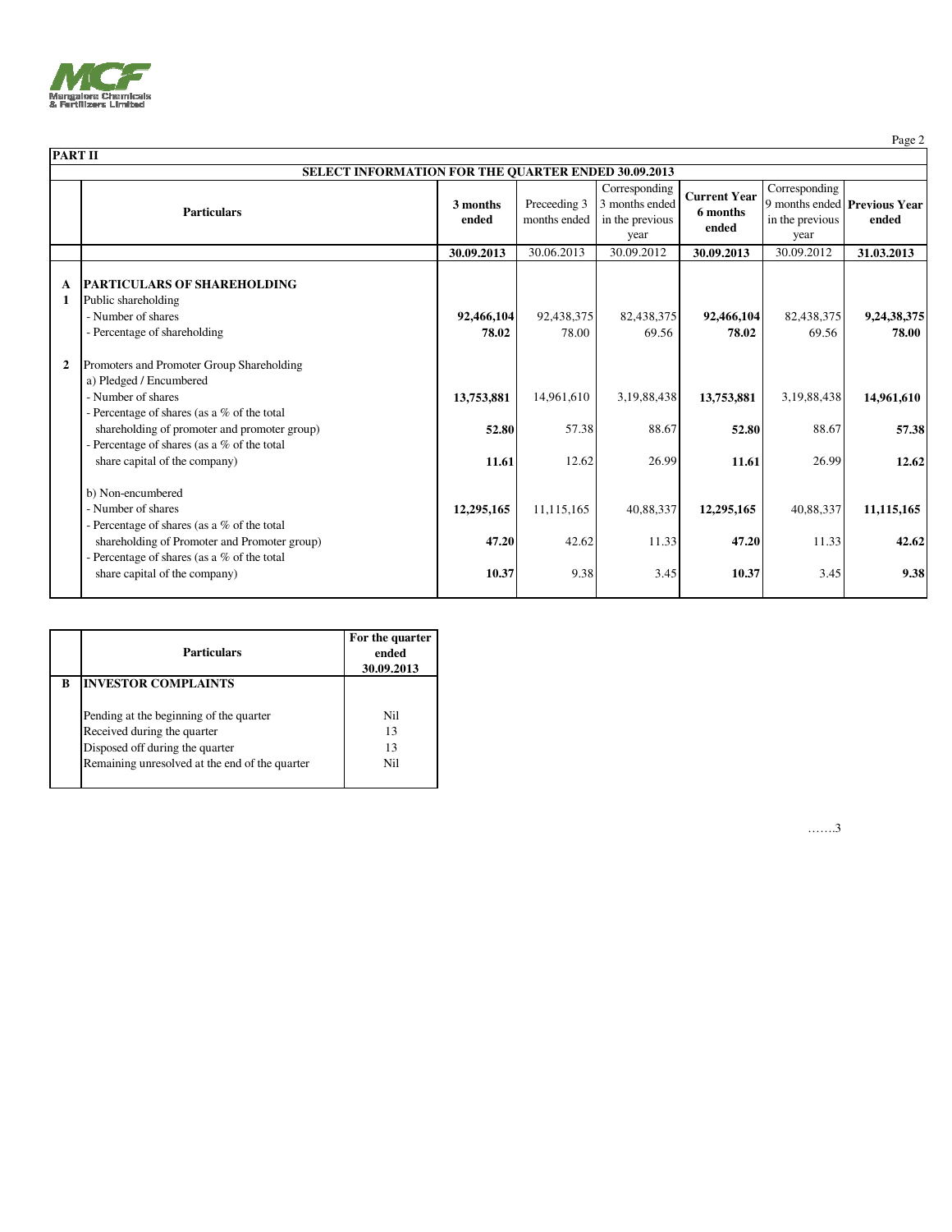## PART II

### SELECT INFORMATION FOR THE QUARTER ENDED 30.09.2013

| | Particulars | 3 months ended | Preceeding 3 months ended | Corresponding 3 months ended in the previous year | Current Year 6 months ended | Corresponding 9 months ended in the previous year | Previous Year ended |
|---|---|---|---|---|---|---|---|
| | | **30.09.2013** | 30.06.2013 | 30.09.2012 | **30.09.2013** | 30.09.2012 | **31.03.2013** |
| **A** | **PARTICULARS OF SHAREHOLDING** | | | | | | |
| **1** | Public shareholding | | | | | | |
| | - Number of shares | **92,466,104** | 92,438,375 | 82,438,375 | **92,466,104** | 82,438,375 | **9,24,38,375** |
| | - Percentage of shareholding | **78.02** | 78.00 | 69.56 | **78.02** | 69.56 | **78.00** |
| **2** | Promoters and Promoter Group Shareholding | | | | | | |
| | a) Pledged / Encumbered | | | | | | |
| | - Number of shares | **13,753,881** | 14,961,610 | 3,19,88,438 | **13,753,881** | 3,19,88,438 | **14,961,610** |
| | - Percentage of shares (as a % of the total shareholding of promoter and promoter group) | **52.80** | 57.38 | 88.67 | **52.80** | 88.67 | **57.38** |
| | - Percentage of shares (as a % of the total share capital of the company) | **11.61** | 12.62 | 26.99 | **11.61** | 26.99 | **12.62** |
| | b) Non-encumbered | | | | | | |
| | - Number of shares | **12,295,165** | 11,115,165 | 40,88,337 | **12,295,165** | 40,88,337 | **11,115,165** |
| | - Percentage of shares (as a % of the total shareholding of Promoter and Promoter group) | **47.20** | 42.62 | 11.33 | **47.20** | 11.33 | **42.62** |
| | - Percentage of shares (as a % of the total share capital of the company) | **10.37** | 9.38 | 3.45 | **10.37** | 3.45 | **9.38** |

| | Particulars | For the quarter ended 30.09.2013 |
|---|---|---|
| **B** | **INVESTOR COMPLAINTS** | |
| | Pending at the beginning of the quarter | Nil |
| | Received during the quarter | 13 |
| | Disposed off during the quarter | 13 |
| | Remaining unresolved at the end of the quarter | Nil |

…….3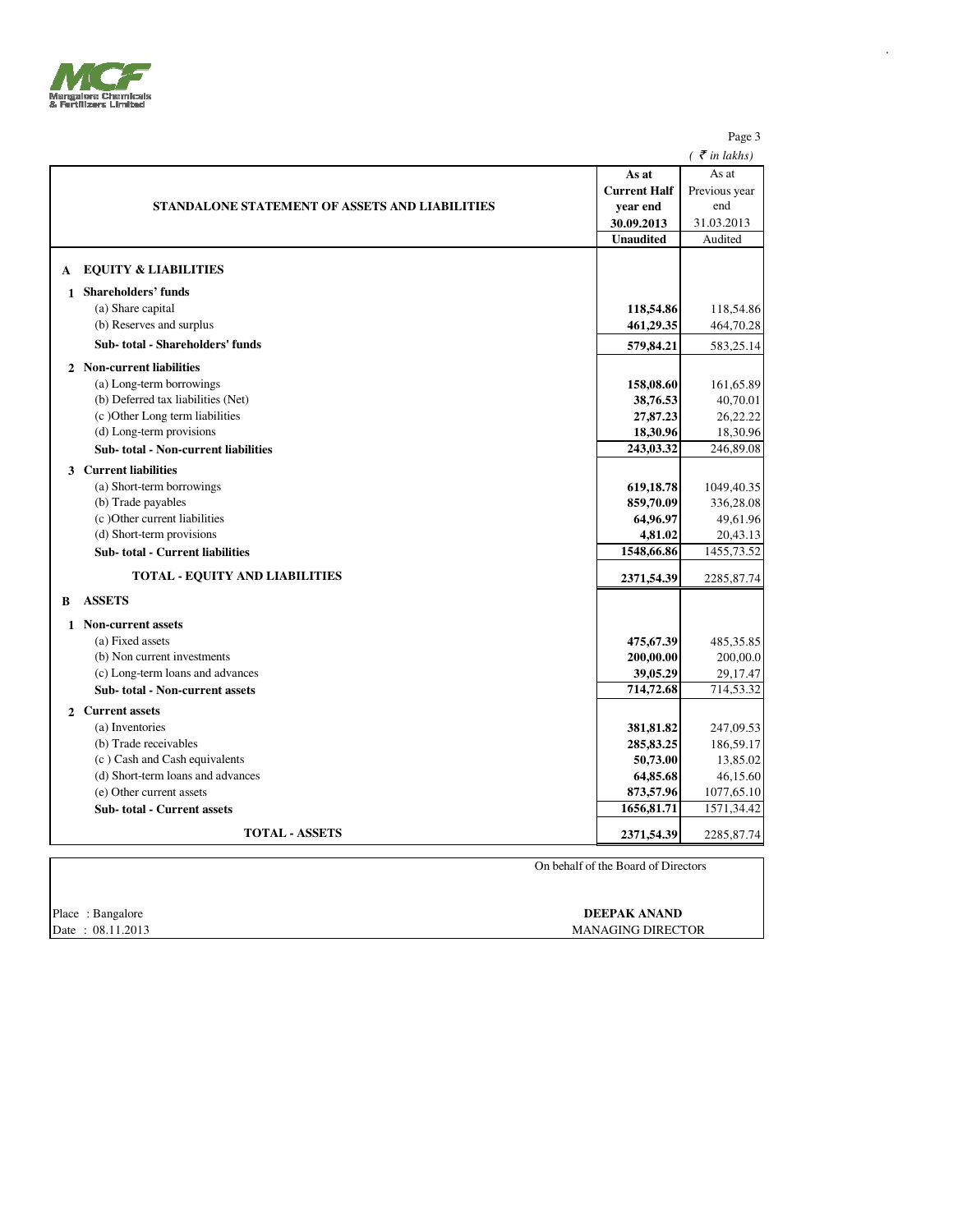( ₹ in lakhs)

| STANDALONE STATEMENT OF ASSETS AND LIABILITIES | As at Current Half year end 30.09.2013 Unaudited | As at Previous year end 31.03.2013 Audited |
|---|---|---|
| **A EQUITY & LIABILITIES** | | |
| **1 Shareholders' funds** | | |
| (a) Share capital | **118,54.86** | 118,54.86 |
| (b) Reserves and surplus | **461,29.35** | 464,70.28 |
| **Sub- total - Shareholders' funds** | **579,84.21** | 583,25.14 |
| **2 Non-current liabilities** | | |
| (a) Long-term borrowings | **158,08.60** | 161,65.89 |
| (b) Deferred tax liabilities (Net) | **38,76.53** | 40,70.01 |
| (c )Other Long term liabilities | **27,87.23** | 26,22.22 |
| (d) Long-term provisions | **18,30.96** | 18,30.96 |
| **Sub- total - Non-current liabilities** | **243,03.32** | 246,89.08 |
| **3 Current liabilities** | | |
| (a) Short-term borrowings | **619,18.78** | 1049,40.35 |
| (b) Trade payables | **859,70.09** | 336,28.08 |
| (c )Other current liabilities | **64,96.97** | 49,61.96 |
| (d) Short-term provisions | **4,81.02** | 20,43.13 |
| **Sub- total - Current liabilities** | **1548,66.86** | 1455,73.52 |
| **TOTAL - EQUITY AND LIABILITIES** | **2371,54.39** | 2285,87.74 |
| **B ASSETS** | | |
| **1 Non-current assets** | | |
| (a) Fixed assets | **475,67.39** | 485,35.85 |
| (b) Non current investments | **200,00.00** | 200,00.0 |
| (c) Long-term loans and advances | **39,05.29** | 29,17.47 |
| **Sub- total - Non-current assets** | **714,72.68** | 714,53.32 |
| **2 Current assets** | | |
| (a) Inventories | **381,81.82** | 247,09.53 |
| (b) Trade receivables | **285,83.25** | 186,59.17 |
| (c ) Cash and Cash equivalents | **50,73.00** | 13,85.02 |
| (d) Short-term loans and advances | **64,85.68** | 46,15.60 |
| (e) Other current assets | **873,57.96** | 1077,65.10 |
| **Sub- total - Current assets** | **1656,81.71** | 1571,34.42 |
| **TOTAL - ASSETS** | **2371,54.39** | 2285,87.74 |

On behalf of the Board of Directors

Place : Bangalore
Date : 08.11.2013

**DEEPAK ANAND**
MANAGING DIRECTOR